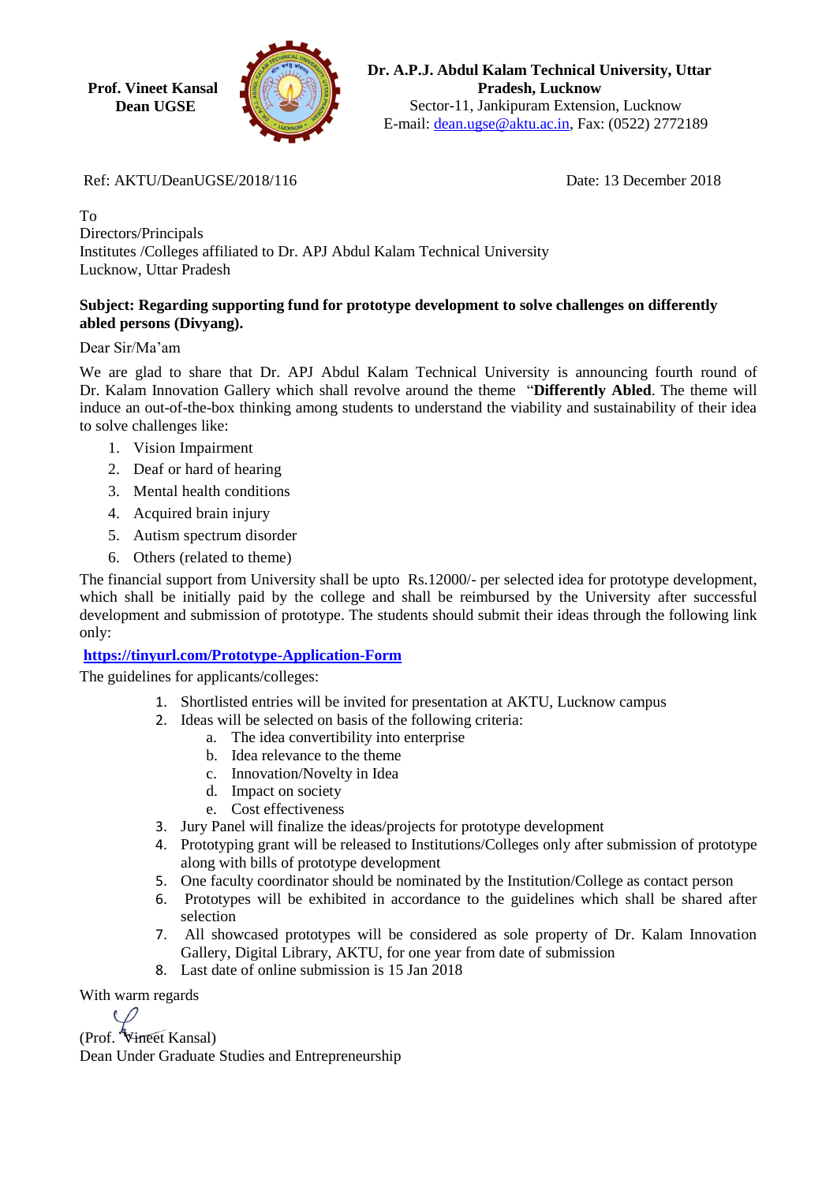**Prof. Vineet Kansal**
**Dean UGSE**

**Dr. A.P.J. Abdul Kalam Technical University, Uttar Pradesh, Lucknow**
Sector-11, Jankipuram Extension, Lucknow
E-mail: dean.ugse@aktu.ac.in, Fax: (0522) 2772189

Ref: AKTU/DeanUGSE/2018/116

Date: 13 December 2018

To
Directors/Principals
Institutes /Colleges affiliated to Dr. APJ Abdul Kalam Technical University
Lucknow, Uttar Pradesh

**Subject: Regarding supporting fund for prototype development to solve challenges on differently abled persons (Divyang).**

Dear Sir/Ma'am

We are glad to share that Dr. APJ Abdul Kalam Technical University is announcing fourth round of Dr. Kalam Innovation Gallery which shall revolve around the theme "**Differently Abled**. The theme will induce an out-of-the-box thinking among students to understand the viability and sustainability of their idea to solve challenges like:

1. Vision Impairment
2. Deaf or hard of hearing
3. Mental health conditions
4. Acquired brain injury
5. Autism spectrum disorder
6. Others (related to theme)

The financial support from University shall be upto Rs.12000/- per selected idea for prototype development, which shall be initially paid by the college and shall be reimbursed by the University after successful development and submission of prototype. The students should submit their ideas through the following link only:

**https://tinyurl.com/Prototype-Application-Form**

The guidelines for applicants/colleges:

1. Shortlisted entries will be invited for presentation at AKTU, Lucknow campus
2. Ideas will be selected on basis of the following criteria:
   a. The idea convertibility into enterprise
   b. Idea relevance to the theme
   c. Innovation/Novelty in Idea
   d. Impact on society
   e. Cost effectiveness
3. Jury Panel will finalize the ideas/projects for prototype development
4. Prototyping grant will be released to Institutions/Colleges only after submission of prototype along with bills of prototype development
5. One faculty coordinator should be nominated by the Institution/College as contact person
6. Prototypes will be exhibited in accordance to the guidelines which shall be shared after selection
7. All showcased prototypes will be considered as sole property of Dr. Kalam Innovation Gallery, Digital Library, AKTU, for one year from date of submission
8. Last date of online submission is 15 Jan 2018

With warm regards

(Prof. Vineet Kansal)
Dean Under Graduate Studies and Entrepreneurship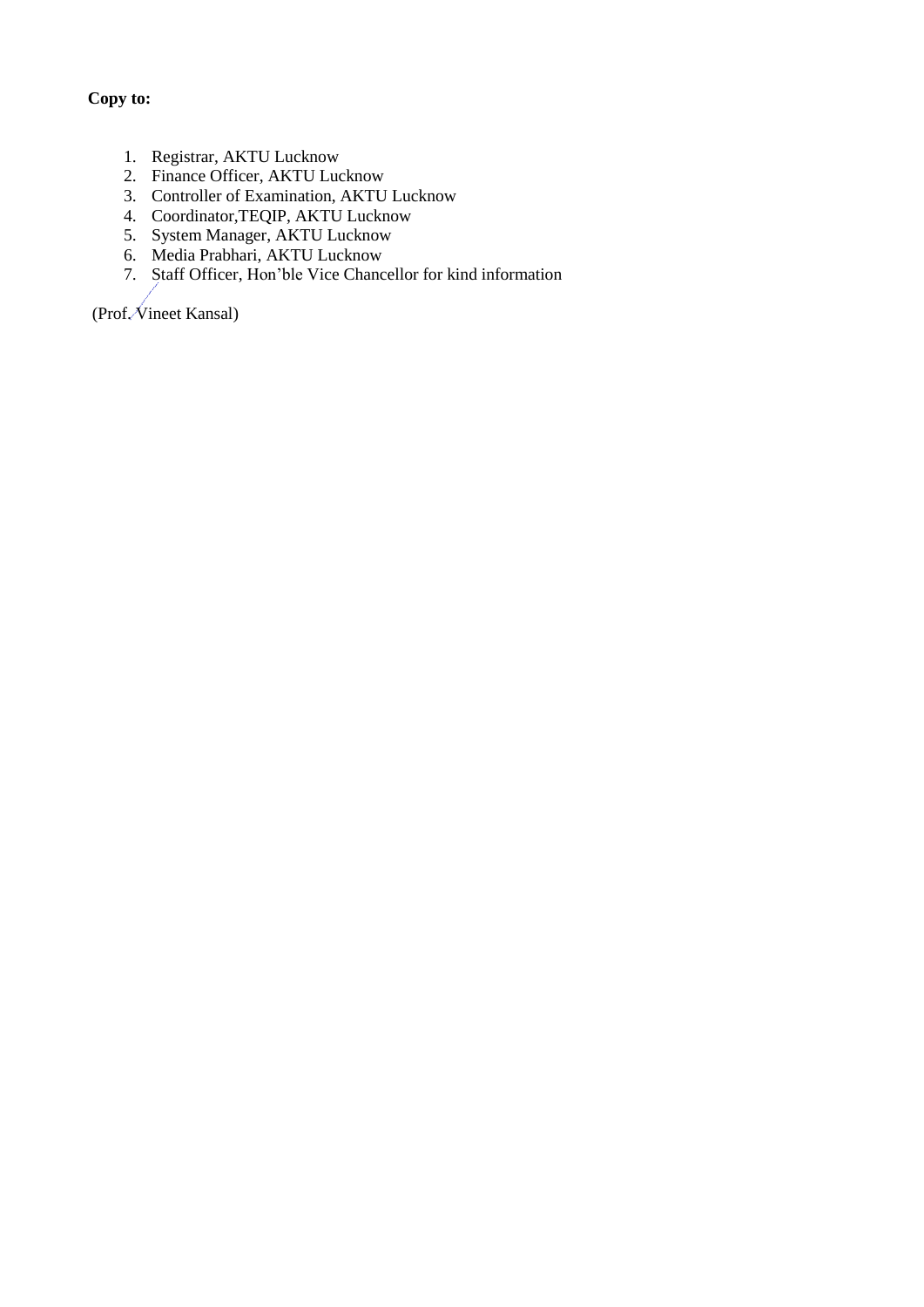**Copy to:**

1. Registrar, AKTU Lucknow
2. Finance Officer, AKTU Lucknow
3. Controller of Examination, AKTU Lucknow
4. Coordinator,TEQIP, AKTU Lucknow
5. System Manager, AKTU Lucknow
6. Media Prabhari, AKTU Lucknow
7. Staff Officer, Hon'ble Vice Chancellor for kind information

(Prof. Vineet Kansal)